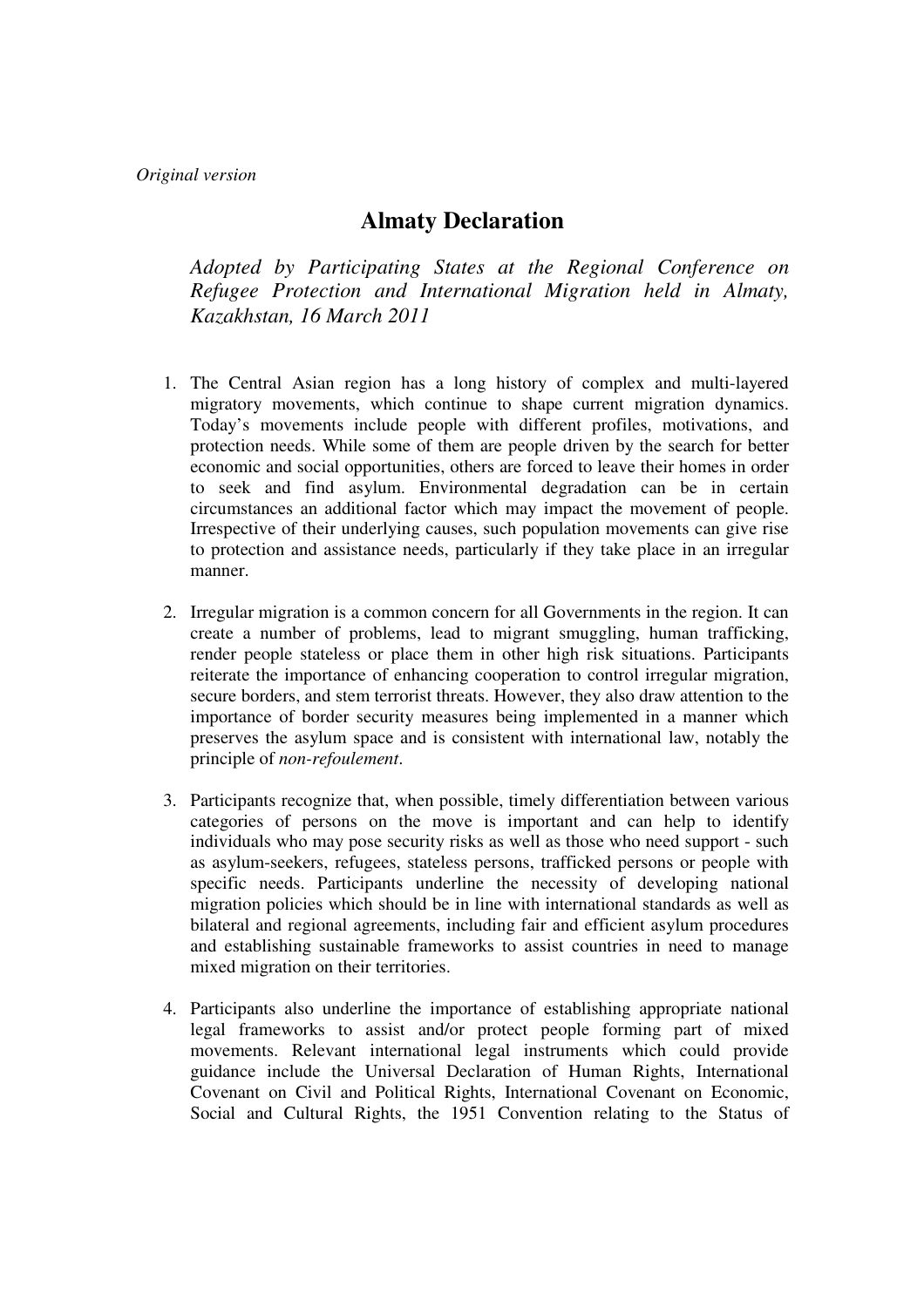*Original version*

# Almaty Declaration

*Adopted by Participating States at the Regional Conference on Refugee Protection and International Migration held in Almaty, Kazakhstan, 16 March 2011*

1. The Central Asian region has a long history of complex and multi-layered migratory movements, which continue to shape current migration dynamics. Today's movements include people with different profiles, motivations, and protection needs. While some of them are people driven by the search for better economic and social opportunities, others are forced to leave their homes in order to seek and find asylum. Environmental degradation can be in certain circumstances an additional factor which may impact the movement of people. Irrespective of their underlying causes, such population movements can give rise to protection and assistance needs, particularly if they take place in an irregular manner.

2. Irregular migration is a common concern for all Governments in the region. It can create a number of problems, lead to migrant smuggling, human trafficking, render people stateless or place them in other high risk situations. Participants reiterate the importance of enhancing cooperation to control irregular migration, secure borders, and stem terrorist threats. However, they also draw attention to the importance of border security measures being implemented in a manner which preserves the asylum space and is consistent with international law, notably the principle of *non-refoulement*.

3. Participants recognize that, when possible, timely differentiation between various categories of persons on the move is important and can help to identify individuals who may pose security risks as well as those who need support - such as asylum-seekers, refugees, stateless persons, trafficked persons or people with specific needs. Participants underline the necessity of developing national migration policies which should be in line with international standards as well as bilateral and regional agreements, including fair and efficient asylum procedures and establishing sustainable frameworks to assist countries in need to manage mixed migration on their territories.

4. Participants also underline the importance of establishing appropriate national legal frameworks to assist and/or protect people forming part of mixed movements. Relevant international legal instruments which could provide guidance include the Universal Declaration of Human Rights, International Covenant on Civil and Political Rights, International Covenant on Economic, Social and Cultural Rights, the 1951 Convention relating to the Status of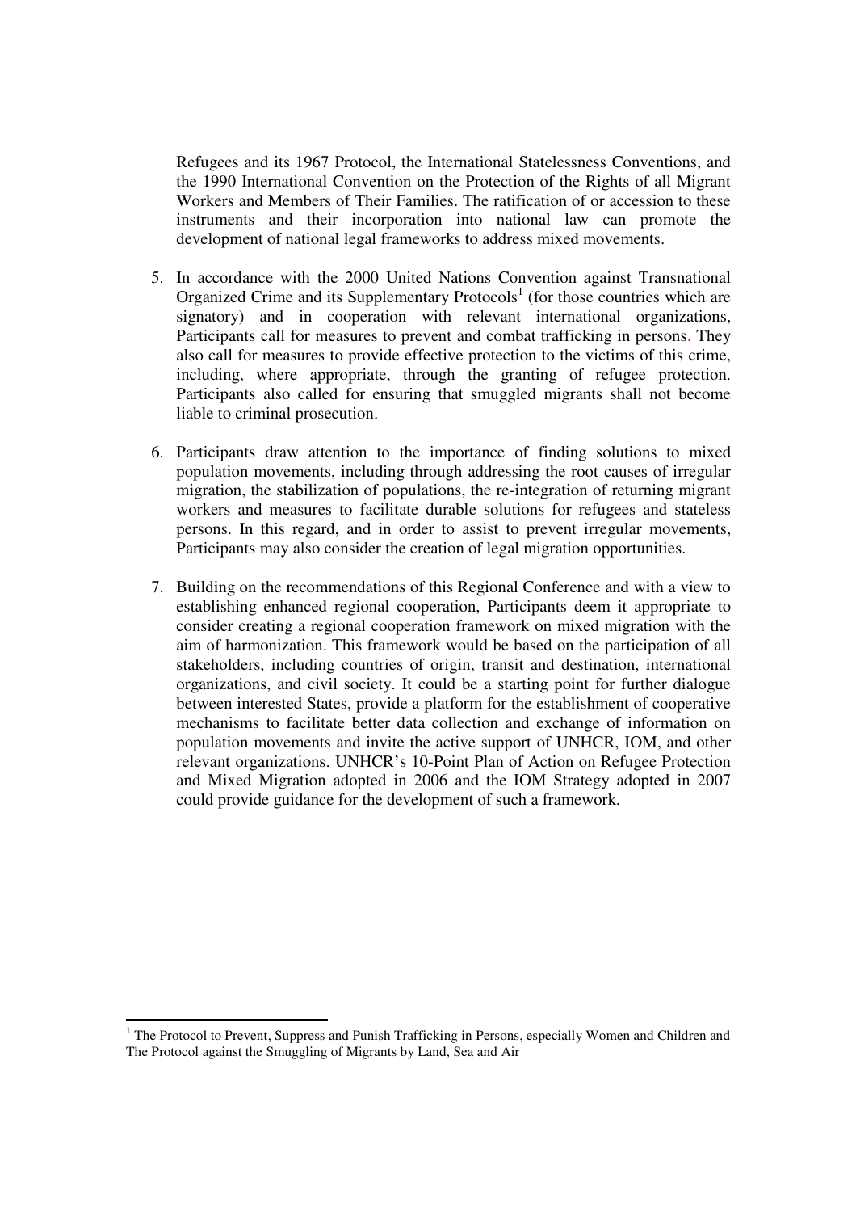Refugees and its 1967 Protocol, the International Statelessness Conventions, and the 1990 International Convention on the Protection of the Rights of all Migrant Workers and Members of Their Families. The ratification of or accession to these instruments and their incorporation into national law can promote the development of national legal frameworks to address mixed movements.

5. In accordance with the 2000 United Nations Convention against Transnational Organized Crime and its Supplementary Protocols[1] (for those countries which are signatory) and in cooperation with relevant international organizations, Participants call for measures to prevent and combat trafficking in persons. They also call for measures to provide effective protection to the victims of this crime, including, where appropriate, through the granting of refugee protection. Participants also called for ensuring that smuggled migrants shall not become liable to criminal prosecution.

6. Participants draw attention to the importance of finding solutions to mixed population movements, including through addressing the root causes of irregular migration, the stabilization of populations, the re-integration of returning migrant workers and measures to facilitate durable solutions for refugees and stateless persons. In this regard, and in order to assist to prevent irregular movements, Participants may also consider the creation of legal migration opportunities.

7. Building on the recommendations of this Regional Conference and with a view to establishing enhanced regional cooperation, Participants deem it appropriate to consider creating a regional cooperation framework on mixed migration with the aim of harmonization. This framework would be based on the participation of all stakeholders, including countries of origin, transit and destination, international organizations, and civil society. It could be a starting point for further dialogue between interested States, provide a platform for the establishment of cooperative mechanisms to facilitate better data collection and exchange of information on population movements and invite the active support of UNHCR, IOM, and other relevant organizations. UNHCR's 10-Point Plan of Action on Refugee Protection and Mixed Migration adopted in 2006 and the IOM Strategy adopted in 2007 could provide guidance for the development of such a framework.

[1] The Protocol to Prevent, Suppress and Punish Trafficking in Persons, especially Women and Children and The Protocol against the Smuggling of Migrants by Land, Sea and Air